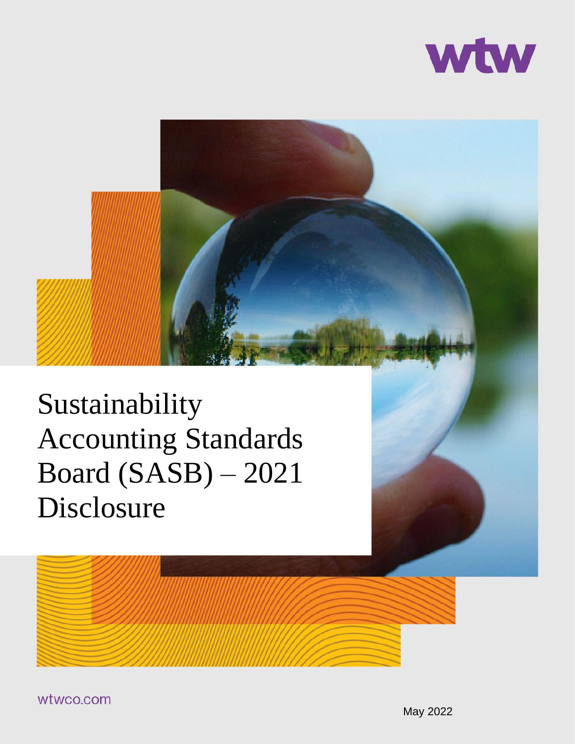wtw

# Sustainability Accounting Standards Board (SASB) – 2021 Disclosure

wtwco.com

May 2022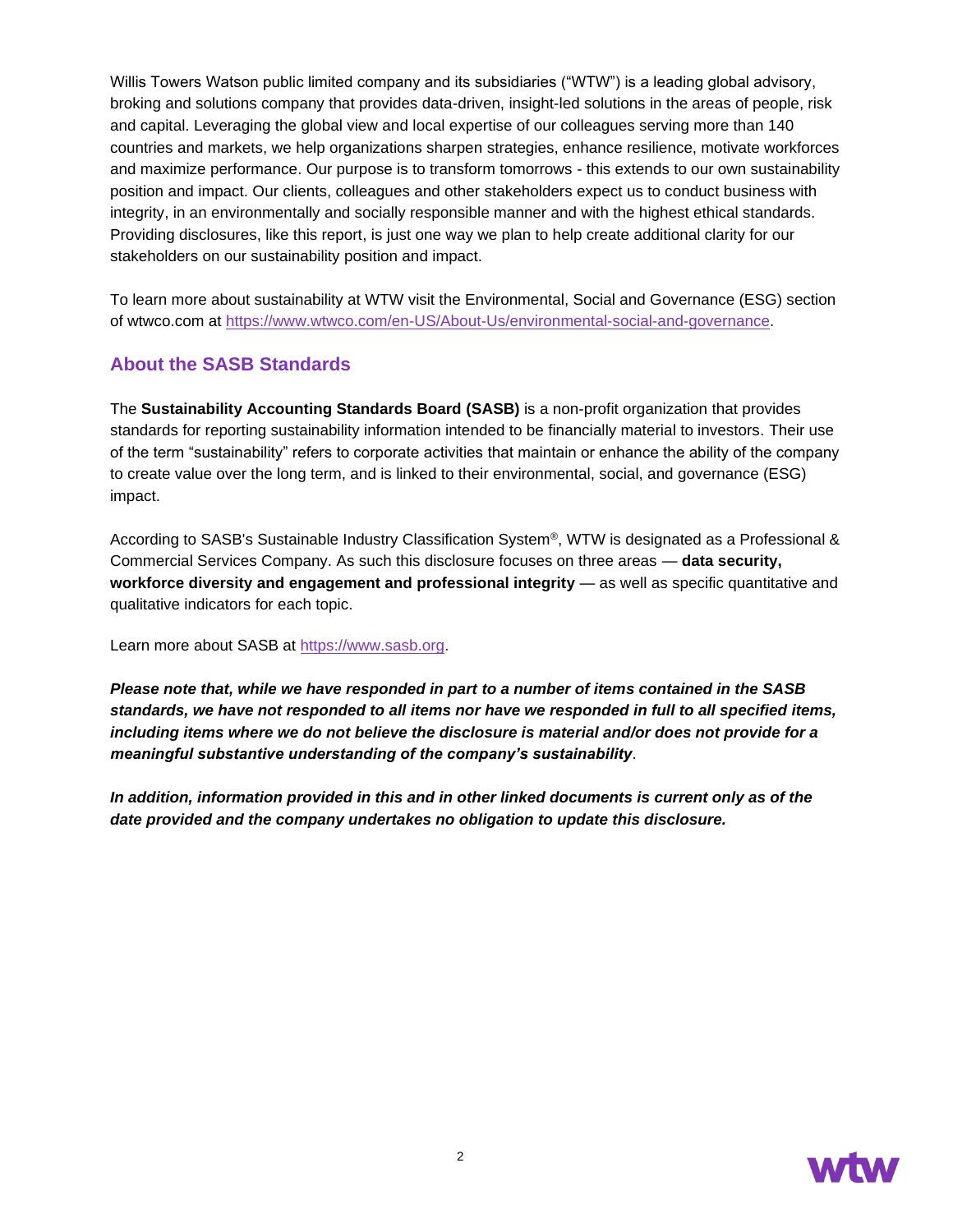Willis Towers Watson public limited company and its subsidiaries ("WTW") is a leading global advisory, broking and solutions company that provides data-driven, insight-led solutions in the areas of people, risk and capital. Leveraging the global view and local expertise of our colleagues serving more than 140 countries and markets, we help organizations sharpen strategies, enhance resilience, motivate workforces and maximize performance. Our purpose is to transform tomorrows - this extends to our own sustainability position and impact. Our clients, colleagues and other stakeholders expect us to conduct business with integrity, in an environmentally and socially responsible manner and with the highest ethical standards. Providing disclosures, like this report, is just one way we plan to help create additional clarity for our stakeholders on our sustainability position and impact.

To learn more about sustainability at WTW visit the Environmental, Social and Governance (ESG) section of wtwco.com at [https://www.wtwco.com/en-US/About-Us/environmental-social-and-governance](https://www.wtwco.com/en-US/About-Us/environmental-social-and-governance).

## About the SASB Standards

The **Sustainability Accounting Standards Board (SASB)** is a non-profit organization that provides standards for reporting sustainability information intended to be financially material to investors. Their use of the term "sustainability" refers to corporate activities that maintain or enhance the ability of the company to create value over the long term, and is linked to their environmental, social, and governance (ESG) impact.

According to SASB's Sustainable Industry Classification System®, WTW is designated as a Professional & Commercial Services Company. As such this disclosure focuses on three areas — **data security, workforce diversity and engagement and professional integrity** — as well as specific quantitative and qualitative indicators for each topic.

Learn more about SASB at [https://www.sasb.org](https://www.sasb.org).

***Please note that, while we have responded in part to a number of items contained in the SASB standards, we have not responded to all items nor have we responded in full to all specified items, including items where we do not believe the disclosure is material and/or does not provide for a meaningful substantive understanding of the company's sustainability***.

***In addition, information provided in this and in other linked documents is current only as of the date provided and the company undertakes no obligation to update this disclosure.***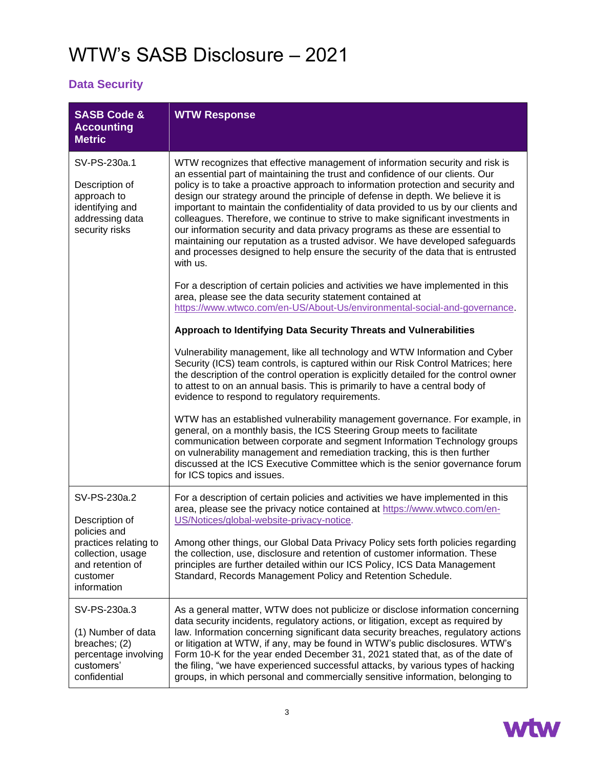# WTW's SASB Disclosure – 2021

## Data Security

| SASB Code & Accounting Metric | WTW Response |
|---|---|
| SV-PS-230a.1<br><br>Description of approach to identifying and addressing data security risks | WTW recognizes that effective management of information security and risk is an essential part of maintaining the trust and confidence of our clients. Our policy is to take a proactive approach to information protection and security and design our strategy around the principle of defense in depth. We believe it is important to maintain the confidentiality of data provided to us by our clients and colleagues. Therefore, we continue to strive to make significant investments in our information security and data privacy programs as these are essential to maintaining our reputation as a trusted advisor. We have developed safeguards and processes designed to help ensure the security of the data that is entrusted with us.<br><br>For a description of certain policies and activities we have implemented in this area, please see the data security statement contained at https://www.wtwco.com/en-US/About-Us/environmental-social-and-governance.<br><br>**Approach to Identifying Data Security Threats and Vulnerabilities**<br><br>Vulnerability management, like all technology and WTW Information and Cyber Security (ICS) team controls, is captured within our Risk Control Matrices; here the description of the control operation is explicitly detailed for the control owner to attest to on an annual basis. This is primarily to have a central body of evidence to respond to regulatory requirements.<br><br>WTW has an established vulnerability management governance. For example, in general, on a monthly basis, the ICS Steering Group meets to facilitate communication between corporate and segment Information Technology groups on vulnerability management and remediation tracking, this is then further discussed at the ICS Executive Committee which is the senior governance forum for ICS topics and issues. |
| SV-PS-230a.2<br><br>Description of policies and practices relating to collection, usage and retention of customer information | For a description of certain policies and activities we have implemented in this area, please see the privacy notice contained at https://www.wtwco.com/en-US/Notices/global-website-privacy-notice.<br><br>Among other things, our Global Data Privacy Policy sets forth policies regarding the collection, use, disclosure and retention of customer information. These principles are further detailed within our ICS Policy, ICS Data Management Standard, Records Management Policy and Retention Schedule. |
| SV-PS-230a.3<br><br>(1) Number of data breaches; (2) percentage involving customers' confidential | As a general matter, WTW does not publicize or disclose information concerning data security incidents, regulatory actions, or litigation, except as required by law. Information concerning significant data security breaches, regulatory actions or litigation at WTW, if any, may be found in WTW's public disclosures. WTW's Form 10-K for the year ended December 31, 2021 stated that, as of the date of the filing, "we have experienced successful attacks, by various types of hacking groups, in which personal and commercially sensitive information, belonging to |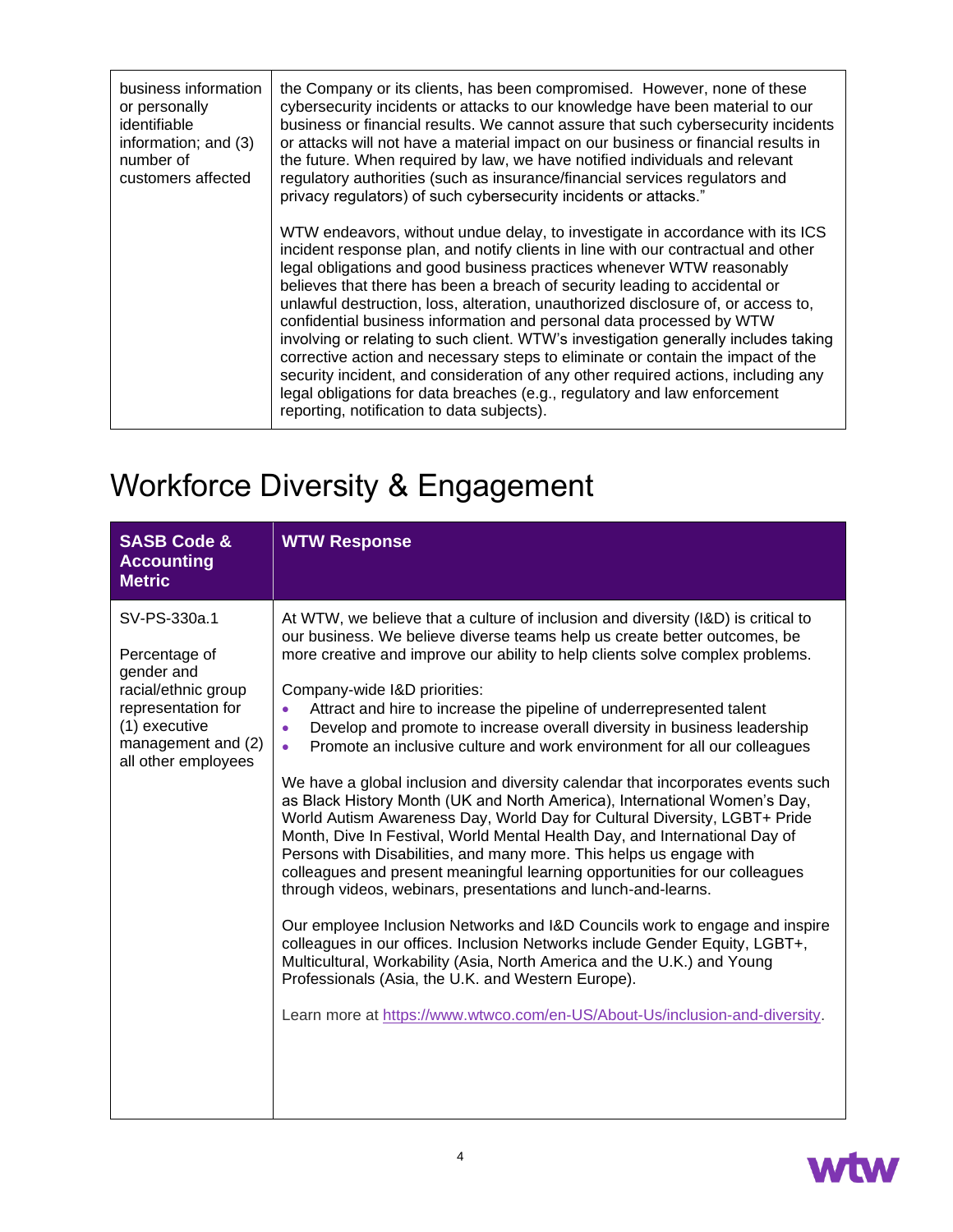| | |
|---|---|
| business information or personally identifiable information; and (3) number of customers affected | the Company or its clients, has been compromised. However, none of these cybersecurity incidents or attacks to our knowledge have been material to our business or financial results. We cannot assure that such cybersecurity incidents or attacks will not have a material impact on our business or financial results in the future. When required by law, we have notified individuals and relevant regulatory authorities (such as insurance/financial services regulators and privacy regulators) of such cybersecurity incidents or attacks."<br><br>WTW endeavors, without undue delay, to investigate in accordance with its ICS incident response plan, and notify clients in line with our contractual and other legal obligations and good business practices whenever WTW reasonably believes that there has been a breach of security leading to accidental or unlawful destruction, loss, alteration, unauthorized disclosure of, or access to, confidential business information and personal data processed by WTW involving or relating to such client. WTW's investigation generally includes taking corrective action and necessary steps to eliminate or contain the impact of the security incident, and consideration of any other required actions, including any legal obligations for data breaches (e.g., regulatory and law enforcement reporting, notification to data subjects). |

# Workforce Diversity & Engagement

| SASB Code & Accounting Metric | WTW Response |
|---|---|
| SV-PS-330a.1<br><br>Percentage of gender and racial/ethnic group representation for (1) executive management and (2) all other employees | At WTW, we believe that a culture of inclusion and diversity (I&D) is critical to our business. We believe diverse teams help us create better outcomes, be more creative and improve our ability to help clients solve complex problems.<br><br>Company-wide I&D priorities:<br>• Attract and hire to increase the pipeline of underrepresented talent<br>• Develop and promote to increase overall diversity in business leadership<br>• Promote an inclusive culture and work environment for all our colleagues<br><br>We have a global inclusion and diversity calendar that incorporates events such as Black History Month (UK and North America), International Women's Day, World Autism Awareness Day, World Day for Cultural Diversity, LGBT+ Pride Month, Dive In Festival, World Mental Health Day, and International Day of Persons with Disabilities, and many more. This helps us engage with colleagues and present meaningful learning opportunities for our colleagues through videos, webinars, presentations and lunch-and-learns.<br><br>Our employee Inclusion Networks and I&D Councils work to engage and inspire colleagues in our offices. Inclusion Networks include Gender Equity, LGBT+, Multicultural, Workability (Asia, North America and the U.K.) and Young Professionals (Asia, the U.K. and Western Europe).<br><br>Learn more at [https://www.wtwco.com/en-US/About-Us/inclusion-and-diversity](https://www.wtwco.com/en-US/About-Us/inclusion-and-diversity). |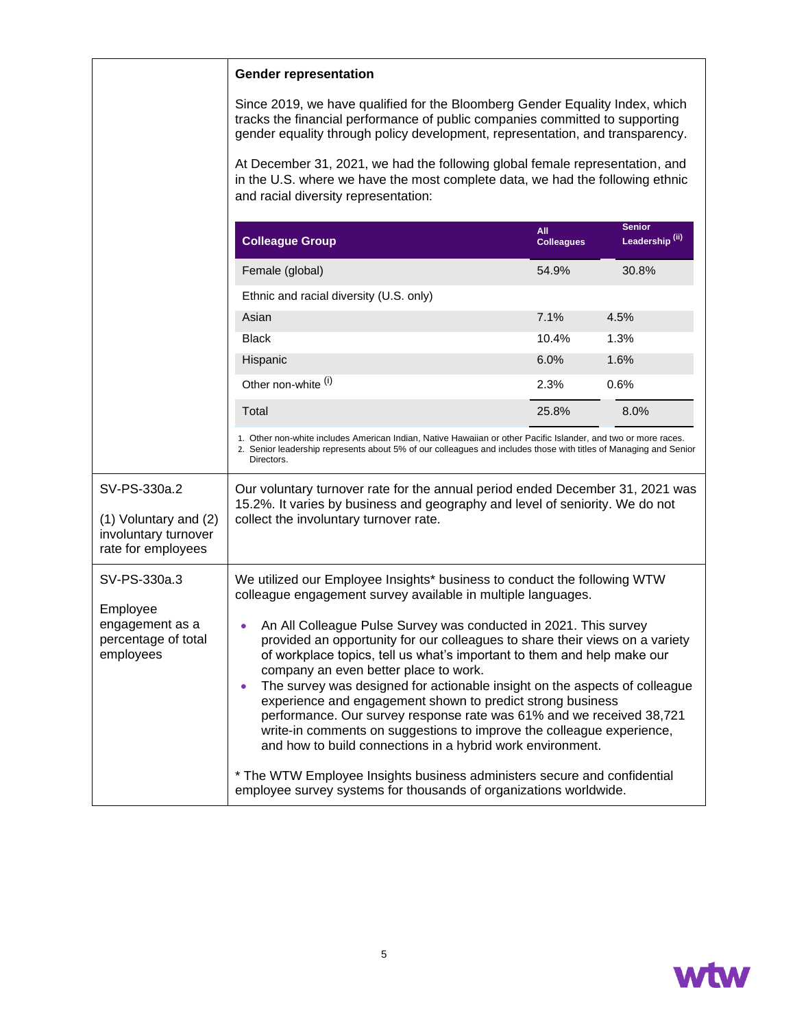| | |
|---|---|
| | **Gender representation** |

### Gender representation

Since 2019, we have qualified for the Bloomberg Gender Equality Index, which tracks the financial performance of public companies committed to supporting gender equality through policy development, representation, and transparency.

At December 31, 2021, we had the following global female representation, and in the U.S. where we have the most complete data, we had the following ethnic and racial diversity representation:

| Colleague Group | All Colleagues | Senior Leadership (ii) |
|---|---|---|
| Female (global) | 54.9% | 30.8% |
| Ethnic and racial diversity (U.S. only) | | |
| Asian | 7.1% | 4.5% |
| Black | 10.4% | 1.3% |
| Hispanic | 6.0% | 1.6% |
| Other non-white (i) | 2.3% | 0.6% |
| Total | 25.8% | 8.0% |

1. Other non-white includes American Indian, Native Hawaiian or other Pacific Islander, and two or more races.
2. Senior leadership represents about 5% of our colleagues and includes those with titles of Managing and Senior Directors.

| | |
|---|---|
| SV-PS-330a.2<br><br>(1) Voluntary and (2) involuntary turnover rate for employees | Our voluntary turnover rate for the annual period ended December 31, 2021 was 15.2%. It varies by business and geography and level of seniority. We do not collect the involuntary turnover rate. |
| SV-PS-330a.3<br><br>Employee engagement as a percentage of total employees | We utilized our Employee Insights* business to conduct the following WTW colleague engagement survey available in multiple languages.<br><br>• An All Colleague Pulse Survey was conducted in 2021. This survey provided an opportunity for our colleagues to share their views on a variety of workplace topics, tell us what's important to them and help make our company an even better place to work.<br>• The survey was designed for actionable insight on the aspects of colleague experience and engagement shown to predict strong business performance. Our survey response rate was 61% and we received 38,721 write-in comments on suggestions to improve the colleague experience, and how to build connections in a hybrid work environment.<br><br>* The WTW Employee Insights business administers secure and confidential employee survey systems for thousands of organizations worldwide. |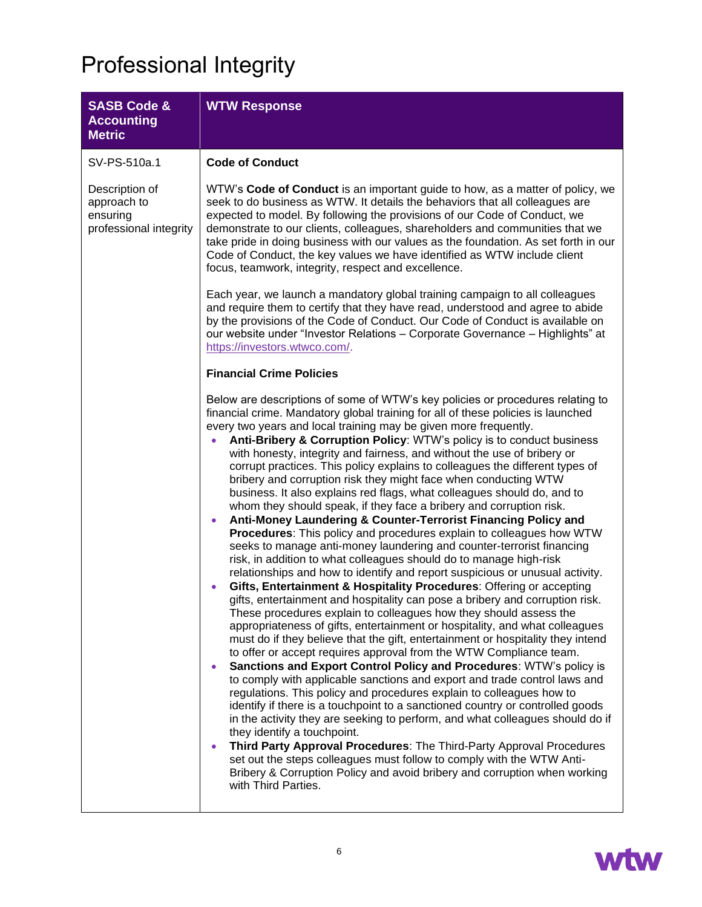# Professional Integrity

| SASB Code & Accounting Metric | WTW Response |
|---|---|
| SV-PS-510a.1<br><br>Description of approach to ensuring professional integrity | **Code of Conduct**<br><br>WTW's **Code of Conduct** is an important guide to how, as a matter of policy, we seek to do business as WTW. It details the behaviors that all colleagues are expected to model. By following the provisions of our Code of Conduct, we demonstrate to our clients, colleagues, shareholders and communities that we take pride in doing business with our values as the foundation. As set forth in our Code of Conduct, the key values we have identified as WTW include client focus, teamwork, integrity, respect and excellence.<br><br>Each year, we launch a mandatory global training campaign to all colleagues and require them to certify that they have read, understood and agree to abide by the provisions of the Code of Conduct. Our Code of Conduct is available on our website under "Investor Relations – Corporate Governance – Highlights" at https://investors.wtwco.com/.<br><br>**Financial Crime Policies**<br><br>Below are descriptions of some of WTW's key policies or procedures relating to financial crime. Mandatory global training for all of these policies is launched every two years and local training may be given more frequently.<br>• **Anti-Bribery & Corruption Policy**: WTW's policy is to conduct business with honesty, integrity and fairness, and without the use of bribery or corrupt practices. This policy explains to colleagues the different types of bribery and corruption risk they might face when conducting WTW business. It also explains red flags, what colleagues should do, and to whom they should speak, if they face a bribery and corruption risk.<br>• **Anti-Money Laundering & Counter-Terrorist Financing Policy and Procedures**: This policy and procedures explain to colleagues how WTW seeks to manage anti-money laundering and counter-terrorist financing risk, in addition to what colleagues should do to manage high-risk relationships and how to identify and report suspicious or unusual activity.<br>• **Gifts, Entertainment & Hospitality Procedures**: Offering or accepting gifts, entertainment and hospitality can pose a bribery and corruption risk. These procedures explain to colleagues how they should assess the appropriateness of gifts, entertainment or hospitality, and what colleagues must do if they believe that the gift, entertainment or hospitality they intend to offer or accept requires approval from the WTW Compliance team.<br>• **Sanctions and Export Control Policy and Procedures**: WTW's policy is to comply with applicable sanctions and export and trade control laws and regulations. This policy and procedures explain to colleagues how to identify if there is a touchpoint to a sanctioned country or controlled goods in the activity they are seeking to perform, and what colleagues should do if they identify a touchpoint.<br>• **Third Party Approval Procedures**: The Third-Party Approval Procedures set out the steps colleagues must follow to comply with the WTW Anti-Bribery & Corruption Policy and avoid bribery and corruption when working with Third Parties. |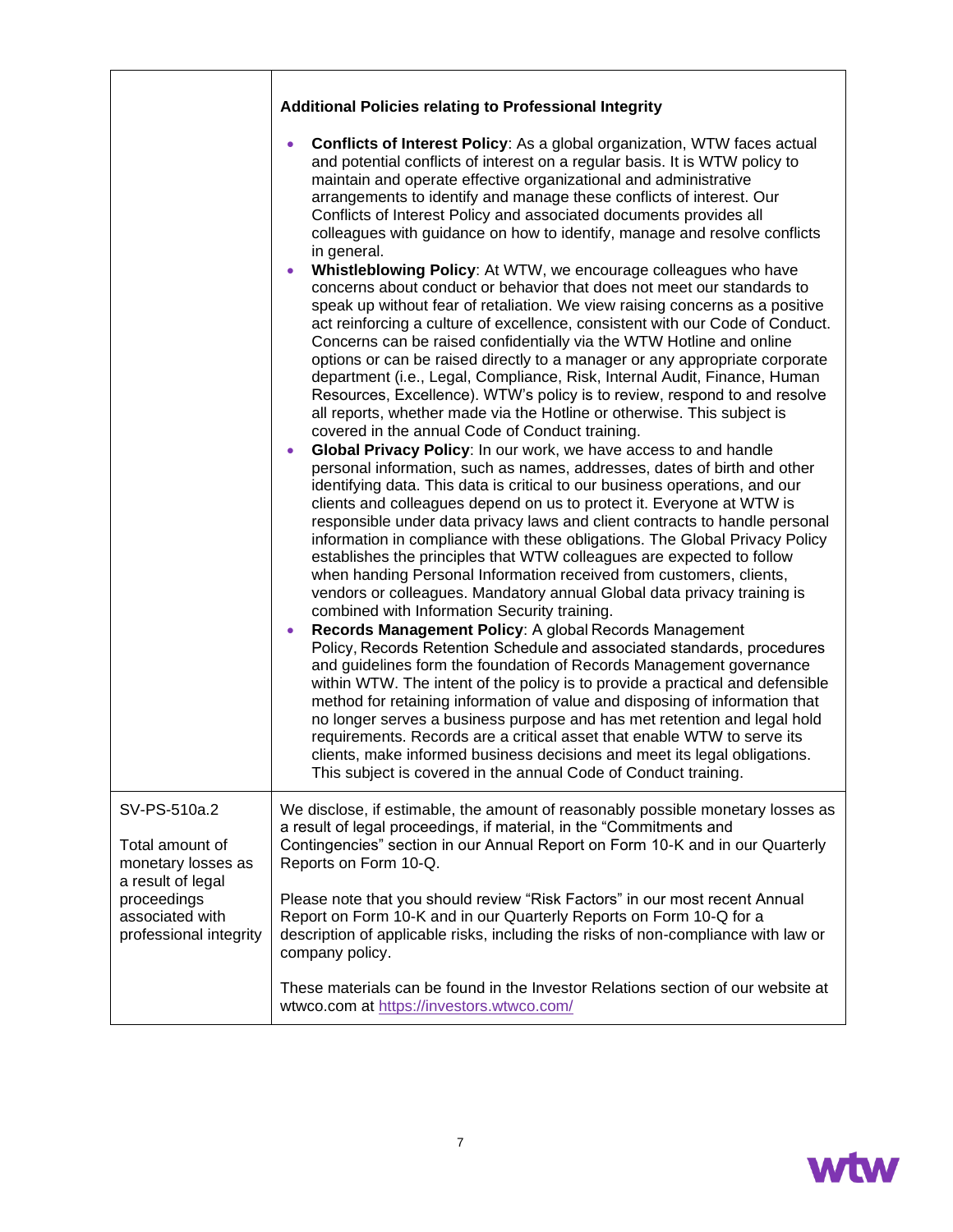| | |
|---|---|
| | **Additional Policies relating to Professional Integrity**<br><br>• **Conflicts of Interest Policy**: As a global organization, WTW faces actual and potential conflicts of interest on a regular basis. It is WTW policy to maintain and operate effective organizational and administrative arrangements to identify and manage these conflicts of interest. Our Conflicts of Interest Policy and associated documents provides all colleagues with guidance on how to identify, manage and resolve conflicts in general.<br>• **Whistleblowing Policy**: At WTW, we encourage colleagues who have concerns about conduct or behavior that does not meet our standards to speak up without fear of retaliation. We view raising concerns as a positive act reinforcing a culture of excellence, consistent with our Code of Conduct. Concerns can be raised confidentially via the WTW Hotline and online options or can be raised directly to a manager or any appropriate corporate department (i.e., Legal, Compliance, Risk, Internal Audit, Finance, Human Resources, Excellence). WTW's policy is to review, respond to and resolve all reports, whether made via the Hotline or otherwise. This subject is covered in the annual Code of Conduct training.<br>• **Global Privacy Policy**: In our work, we have access to and handle personal information, such as names, addresses, dates of birth and other identifying data. This data is critical to our business operations, and our clients and colleagues depend on us to protect it. Everyone at WTW is responsible under data privacy laws and client contracts to handle personal information in compliance with these obligations. The Global Privacy Policy establishes the principles that WTW colleagues are expected to follow when handing Personal Information received from customers, clients, vendors or colleagues. Mandatory annual Global data privacy training is combined with Information Security training.<br>• **Records Management Policy**: A global Records Management Policy, Records Retention Schedule and associated standards, procedures and guidelines form the foundation of Records Management governance within WTW. The intent of the policy is to provide a practical and defensible method for retaining information of value and disposing of information that no longer serves a business purpose and has met retention and legal hold requirements. Records are a critical asset that enable WTW to serve its clients, make informed business decisions and meet its legal obligations. This subject is covered in the annual Code of Conduct training. |
| SV-PS-510a.2<br><br>Total amount of monetary losses as a result of legal proceedings associated with professional integrity | We disclose, if estimable, the amount of reasonably possible monetary losses as a result of legal proceedings, if material, in the "Commitments and Contingencies" section in our Annual Report on Form 10-K and in our Quarterly Reports on Form 10-Q.<br><br>Please note that you should review "Risk Factors" in our most recent Annual Report on Form 10-K and in our Quarterly Reports on Form 10-Q for a description of applicable risks, including the risks of non-compliance with law or company policy.<br><br>These materials can be found in the Investor Relations section of our website at wtwco.com at https://investors.wtwco.com/ |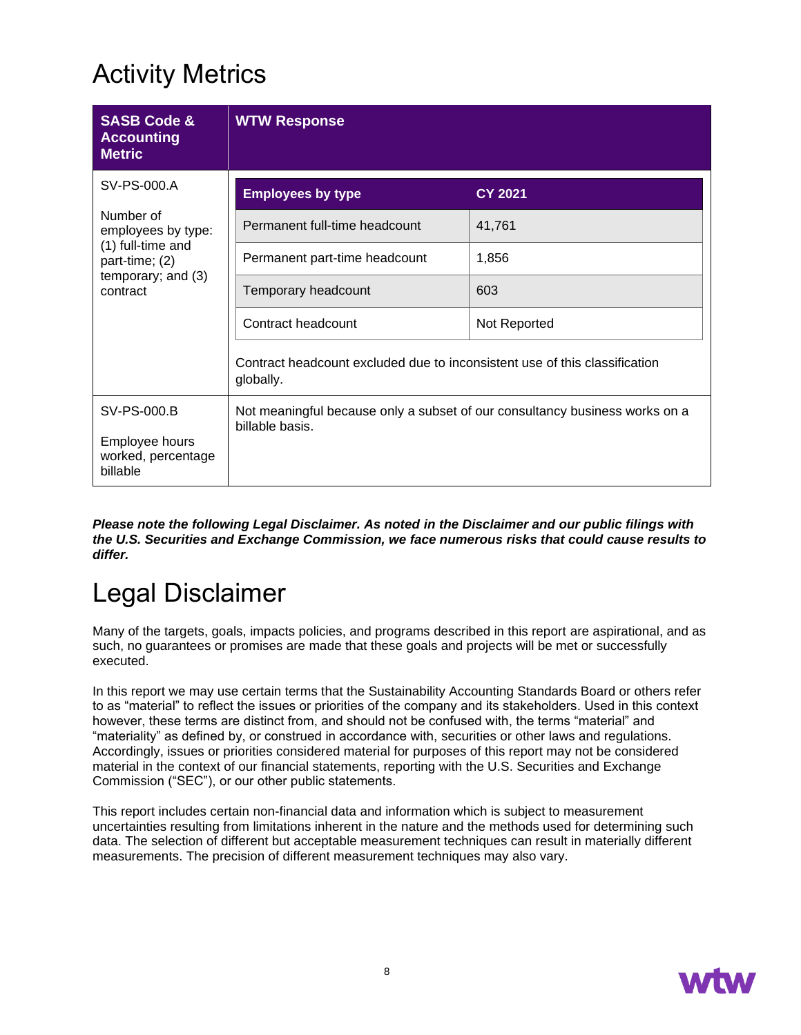# Activity Metrics

| SASB Code & Accounting Metric | WTW Response | |
|---|---|---|
| SV-PS-000.A<br><br>Number of employees by type: (1) full-time and part-time; (2) temporary; and (3) contract | **Employees by type** | **CY 2021** |
| | Permanent full-time headcount | 41,761 |
| | Permanent part-time headcount | 1,856 |
| | Temporary headcount | 603 |
| | Contract headcount | Not Reported |
| | Contract headcount excluded due to inconsistent use of this classification globally. | |
| SV-PS-000.B<br><br>Employee hours worked, percentage billable | Not meaningful because only a subset of our consultancy business works on a billable basis. | |

***Please note the following Legal Disclaimer. As noted in the Disclaimer and our public filings with the U.S. Securities and Exchange Commission, we face numerous risks that could cause results to differ.***

# Legal Disclaimer

Many of the targets, goals, impacts policies, and programs described in this report are aspirational, and as such, no guarantees or promises are made that these goals and projects will be met or successfully executed.

In this report we may use certain terms that the Sustainability Accounting Standards Board or others refer to as "material" to reflect the issues or priorities of the company and its stakeholders. Used in this context however, these terms are distinct from, and should not be confused with, the terms "material" and "materiality" as defined by, or construed in accordance with, securities or other laws and regulations. Accordingly, issues or priorities considered material for purposes of this report may not be considered material in the context of our financial statements, reporting with the U.S. Securities and Exchange Commission ("SEC"), or our other public statements.

This report includes certain non-financial data and information which is subject to measurement uncertainties resulting from limitations inherent in the nature and the methods used for determining such data. The selection of different but acceptable measurement techniques can result in materially different measurements. The precision of different measurement techniques may also vary.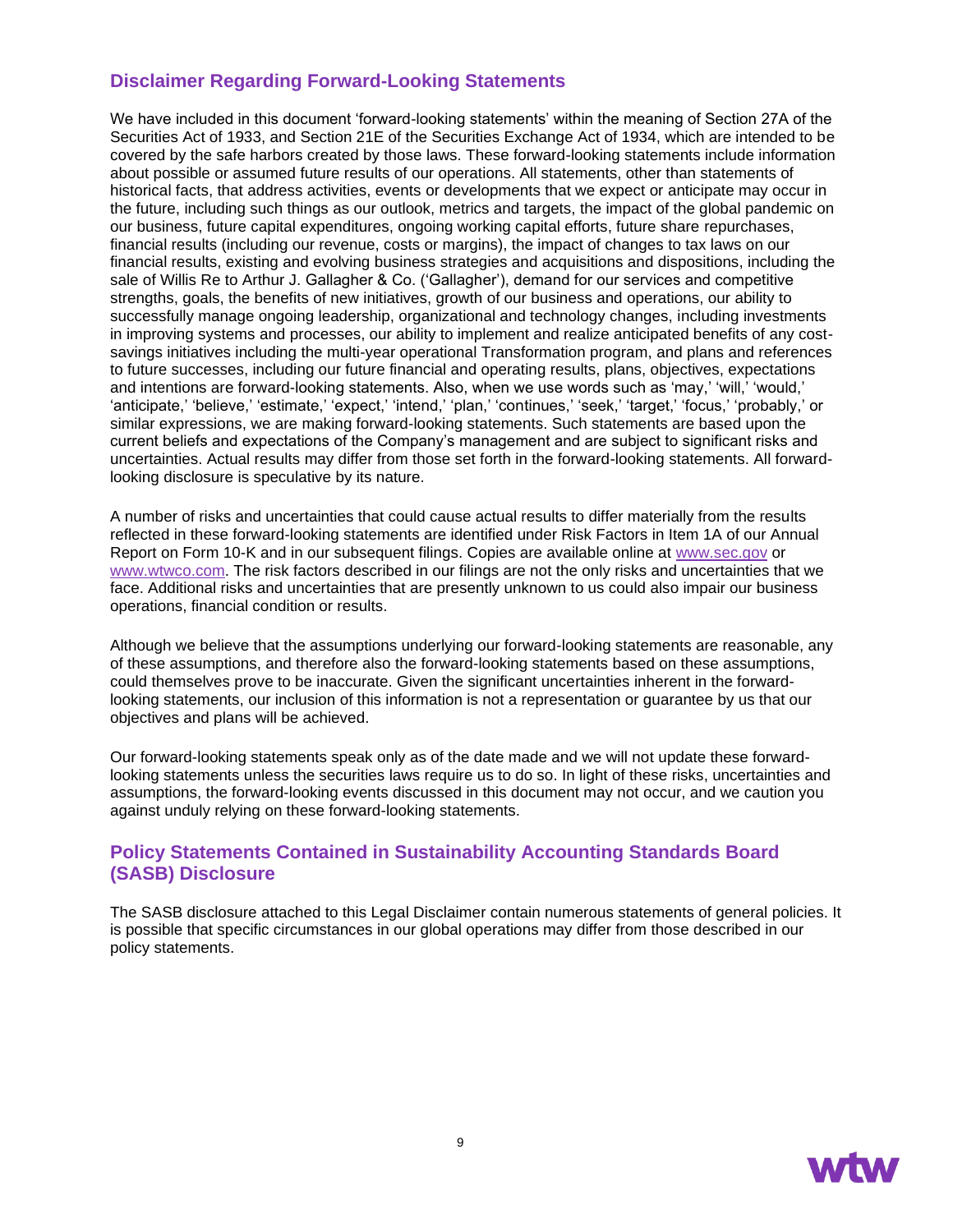## Disclaimer Regarding Forward-Looking Statements

We have included in this document 'forward-looking statements' within the meaning of Section 27A of the Securities Act of 1933, and Section 21E of the Securities Exchange Act of 1934, which are intended to be covered by the safe harbors created by those laws. These forward-looking statements include information about possible or assumed future results of our operations. All statements, other than statements of historical facts, that address activities, events or developments that we expect or anticipate may occur in the future, including such things as our outlook, metrics and targets, the impact of the global pandemic on our business, future capital expenditures, ongoing working capital efforts, future share repurchases, financial results (including our revenue, costs or margins), the impact of changes to tax laws on our financial results, existing and evolving business strategies and acquisitions and dispositions, including the sale of Willis Re to Arthur J. Gallagher & Co. ('Gallagher'), demand for our services and competitive strengths, goals, the benefits of new initiatives, growth of our business and operations, our ability to successfully manage ongoing leadership, organizational and technology changes, including investments in improving systems and processes, our ability to implement and realize anticipated benefits of any cost-savings initiatives including the multi-year operational Transformation program, and plans and references to future successes, including our future financial and operating results, plans, objectives, expectations and intentions are forward-looking statements. Also, when we use words such as 'may,' 'will,' 'would,' 'anticipate,' 'believe,' 'estimate,' 'expect,' 'intend,' 'plan,' 'continues,' 'seek,' 'target,' 'focus,' 'probably,' or similar expressions, we are making forward-looking statements. Such statements are based upon the current beliefs and expectations of the Company's management and are subject to significant risks and uncertainties. Actual results may differ from those set forth in the forward-looking statements. All forward-looking disclosure is speculative by its nature.

A number of risks and uncertainties that could cause actual results to differ materially from the results reflected in these forward-looking statements are identified under Risk Factors in Item 1A of our Annual Report on Form 10-K and in our subsequent filings. Copies are available online at www.sec.gov or www.wtwco.com. The risk factors described in our filings are not the only risks and uncertainties that we face. Additional risks and uncertainties that are presently unknown to us could also impair our business operations, financial condition or results.

Although we believe that the assumptions underlying our forward-looking statements are reasonable, any of these assumptions, and therefore also the forward-looking statements based on these assumptions, could themselves prove to be inaccurate. Given the significant uncertainties inherent in the forward-looking statements, our inclusion of this information is not a representation or guarantee by us that our objectives and plans will be achieved.

Our forward-looking statements speak only as of the date made and we will not update these forward-looking statements unless the securities laws require us to do so. In light of these risks, uncertainties and assumptions, the forward-looking events discussed in this document may not occur, and we caution you against unduly relying on these forward-looking statements.

## Policy Statements Contained in Sustainability Accounting Standards Board (SASB) Disclosure

The SASB disclosure attached to this Legal Disclaimer contain numerous statements of general policies. It is possible that specific circumstances in our global operations may differ from those described in our policy statements.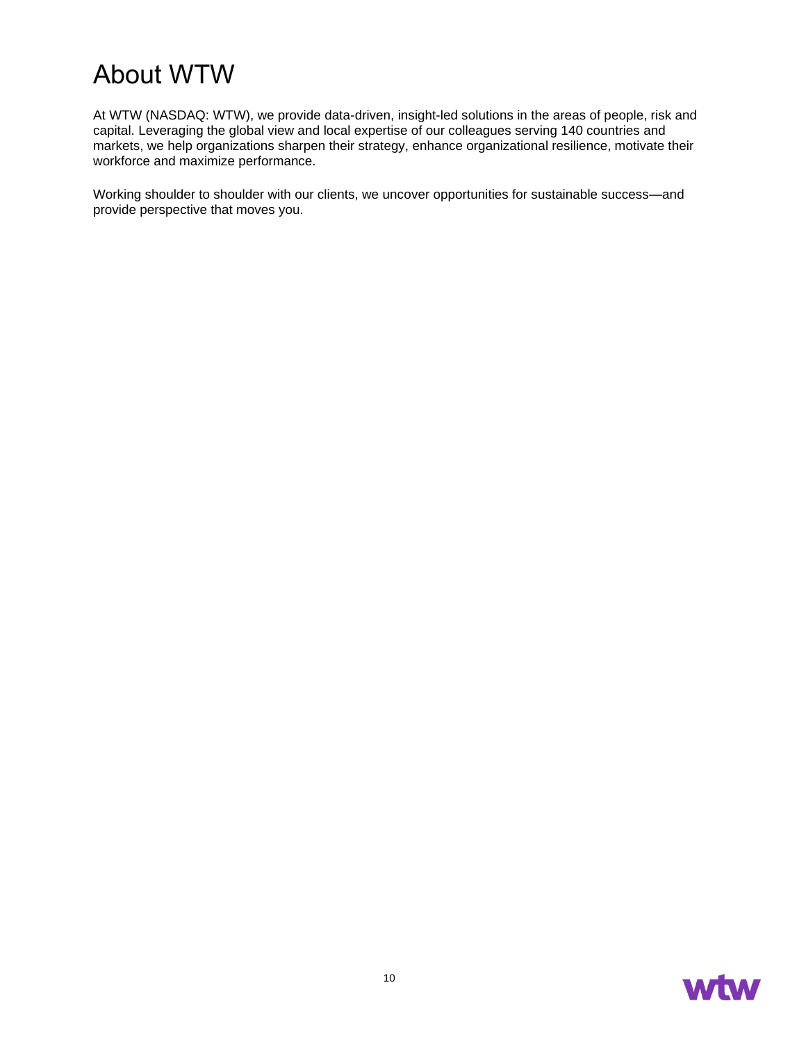# About WTW

At WTW (NASDAQ: WTW), we provide data-driven, insight-led solutions in the areas of people, risk and capital. Leveraging the global view and local expertise of our colleagues serving 140 countries and markets, we help organizations sharpen their strategy, enhance organizational resilience, motivate their workforce and maximize performance.

Working shoulder to shoulder with our clients, we uncover opportunities for sustainable success—and provide perspective that moves you.